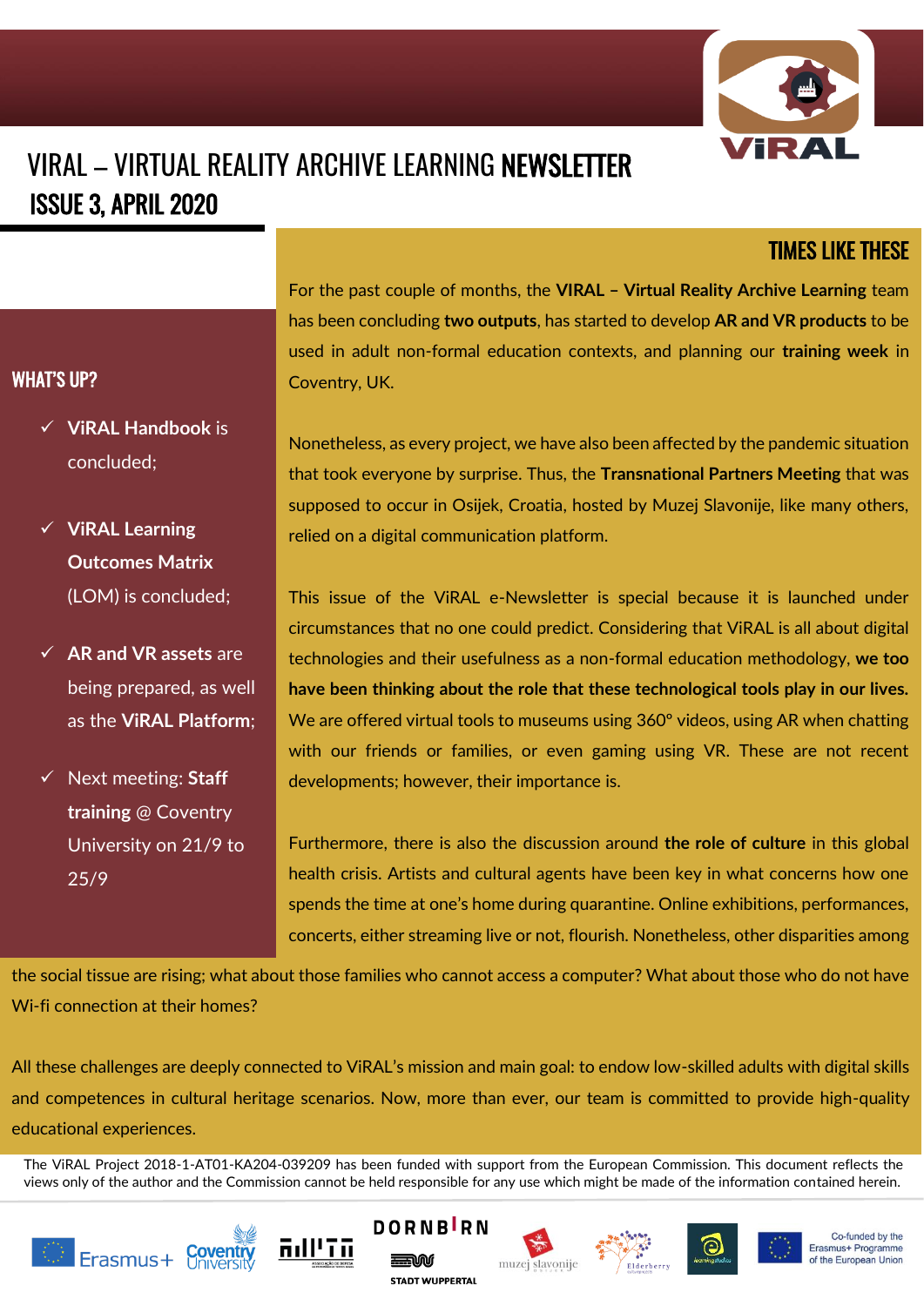# VIRAL – VIRTUAL REALITY ARCHIVE LEARNING NEWSLETTER

## ISSUE 3, APRIL 2020

## WHAT'S UP?

- ✓ **ViRAL Handbook** is concluded;
- ✓ **ViRAL Learning Outcomes Matrix** (LOM) is concluded;
- ✓ **AR and VR assets** are being prepared, as well as the **ViRAL Platform**;
- ✓ Next meeting: **Staff training** @ Coventry University on 21/9 to 25/9

## TIMES LIKE THESE

For the past couple of months, the **VIRAL – Virtual Reality Archive Learning** team has been concluding **two outputs**, has started to develop **AR and VR products** to be used in adult non-formal education contexts, and planning our **training week** in Coventry, UK.

Nonetheless, as every project, we have also been affected by the pandemic situation that took everyone by surprise. Thus, the **Transnational Partners Meeting** that was supposed to occur in Osijek, Croatia, hosted by Muzej Slavonije, like many others, relied on a digital communication platform.

This issue of the ViRAL e-Newsletter is special because it is launched under circumstances that no one could predict. Considering that ViRAL is all about digital technologies and their usefulness as a non-formal education methodology, **we too have been thinking about the role that these technological tools play in our lives.** We are offered virtual tools to museums using 360° videos, using AR when chatting with our friends or families, or even gaming using VR. These are not recent developments; however, their importance is.

Furthermore, there is also the discussion around **the role of culture** in this global health crisis. Artists and cultural agents have been key in what concerns how one spends the time at one's home during quarantine. Online exhibitions, performances, concerts, either streaming live or not, flourish. Nonetheless, other disparities among the social tissue are rising; what about those families who cannot access a computer? What about those who do not have Wi-fi connection at their homes?

All these challenges are deeply connected to ViRAL's mission and main goal: to endow low-skilled adults with digital skills and competences in cultural heritage scenarios. Now, more than ever, our team is committed to provide high-quality educational experiences.

The ViRAL Project 2018-1-AT01-KA204-039209 has been funded with support from the European Commission. This document reflects the views only of the author and the Commission cannot be held responsible for any use which might be made of the information contained herein.

Erasmus+ | Coventry University | DORNBIRN | STADT WUPPERTAL | muzej slavonije | Elderberry | Co-funded by the Erasmus+ Programme of the European Union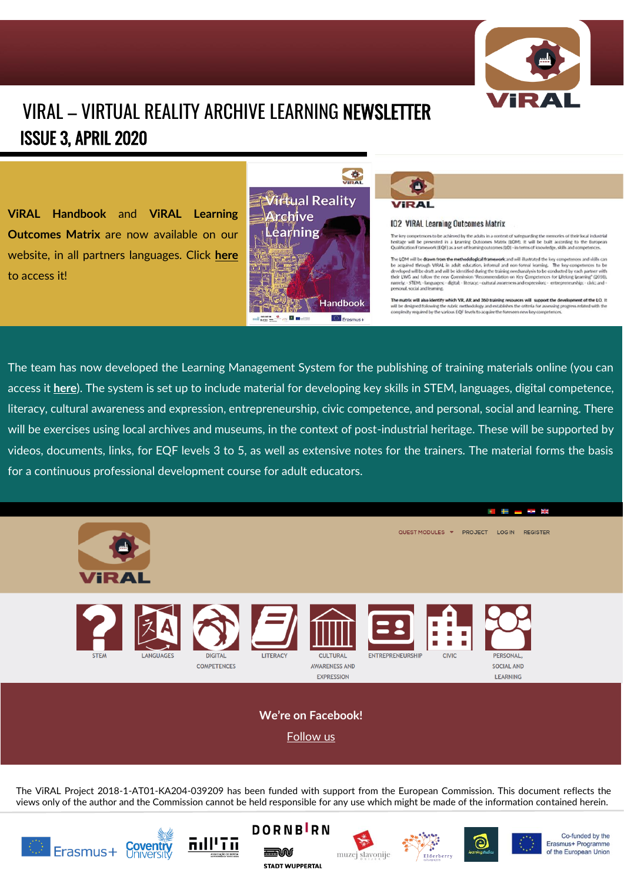# VIRAL – VIRTUAL REALITY ARCHIVE LEARNING NEWSLETTER

## ISSUE 3, APRIL 2020

**ViRAL Handbook** and **ViRAL Learning Outcomes Matrix** are now available on our website, in all partners languages. Click here to access it!

The team has now developed the Learning Management System for the publishing of training materials online (you can access it here). The system is set up to include material for developing key skills in STEM, languages, digital competence, literacy, cultural awareness and expression, entrepreneurship, civic competence, and personal, social and learning. There will be exercises using local archives and museums, in the context of post-industrial heritage. These will be supported by videos, documents, links, for EQF levels 3 to 5, as well as extensive notes for the trainers. The material forms the basis for a continuous professional development course for adult educators.

**We're on Facebook!**

Follow us

The ViRAL Project 2018-1-AT01-KA204-039209 has been funded with support from the European Commission. This document reflects the views only of the author and the Commission cannot be held responsible for any use which might be made of the information contained herein.